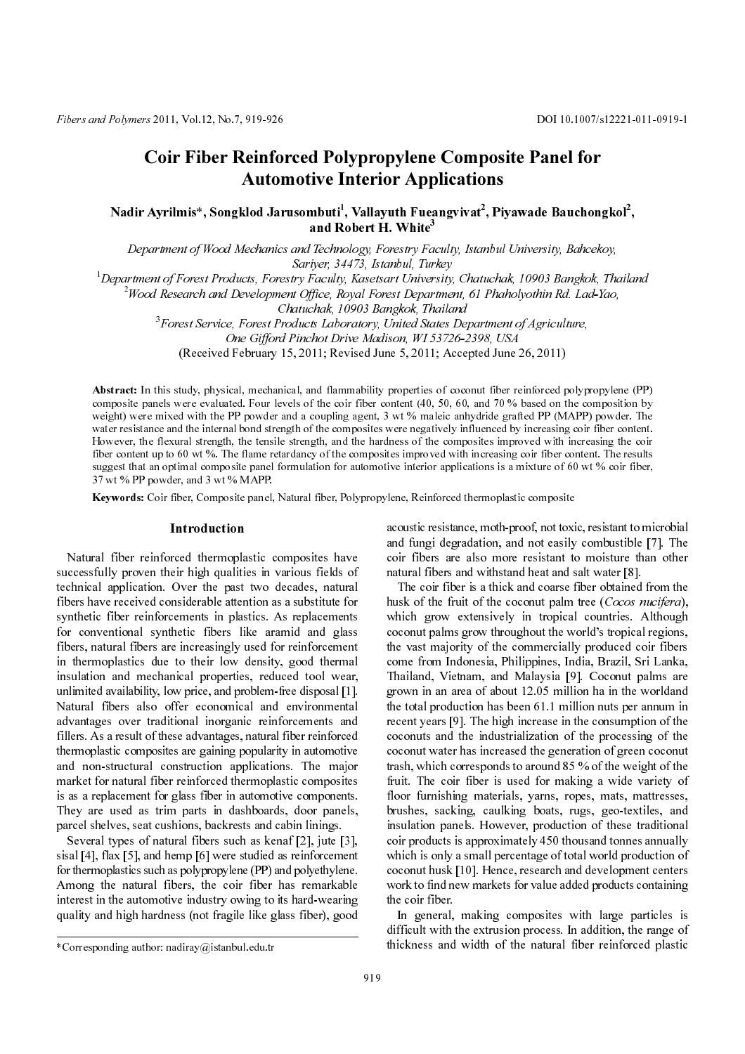# Coir Fiber Reinforced Polypropylene Composite Panel for Automotive Interior Applications

**Nadir Ayrilmis*, Songklod Jarusombuti[1], Vallayuth Fueangvivat[2], Piyawade Bauchongkol[2], and Robert H. White[3]**

*Department of Wood Mechanics and Technology, Forestry Faculty, Istanbul University, Bahcekoy, Sariyer, 34473, Istanbul, Turkey*

[1]*Department of Forest Products, Forestry Faculty, Kasetsart University, Chatuchak, 10903 Bangkok, Thailand*

[2]*Wood Research and Development Office, Royal Forest Department, 61 Phaholyothin Rd. Lad-Yao, Chatuchak, 10903 Bangkok, Thailand*

[3]*Forest Service, Forest Products Laboratory, United States Department of Agriculture, One Gifford Pinchot Drive Madison, WI 53726-2398, USA*

(Received February 15, 2011; Revised June 5, 2011; Accepted June 26, 2011)

**Abstract:** In this study, physical, mechanical, and flammability properties of coconut fiber reinforced polypropylene (PP) composite panels were evaluated. Four levels of the coir fiber content (40, 50, 60, and 70 % based on the composition by weight) were mixed with the PP powder and a coupling agent, 3 wt % maleic anhydride grafted PP (MAPP) powder. The water resistance and the internal bond strength of the composites were negatively influenced by increasing coir fiber content. However, the flexural strength, the tensile strength, and the hardness of the composites improved with increasing the coir fiber content up to 60 wt %. The flame retardancy of the composites improved with increasing coir fiber content. The results suggest that an optimal composite panel formulation for automotive interior applications is a mixture of 60 wt % coir fiber, 37 wt % PP powder, and 3 wt % MAPP.

**Keywords:** Coir fiber, Composite panel, Natural fiber, Polypropylene, Reinforced thermoplastic composite

## Introduction

Natural fiber reinforced thermoplastic composites have successfully proven their high qualities in various fields of technical application. Over the past two decades, natural fibers have received considerable attention as a substitute for synthetic fiber reinforcements in plastics. As replacements for conventional synthetic fibers like aramid and glass fibers, natural fibers are increasingly used for reinforcement in thermoplastics due to their low density, good thermal insulation and mechanical properties, reduced tool wear, unlimited availability, low price, and problem-free disposal [1]. Natural fibers also offer economical and environmental advantages over traditional inorganic reinforcements and fillers. As a result of these advantages, natural fiber reinforced thermoplastic composites are gaining popularity in automotive and non-structural construction applications. The major market for natural fiber reinforced thermoplastic composites is as a replacement for glass fiber in automotive components. They are used as trim parts in dashboards, door panels, parcel shelves, seat cushions, backrests and cabin linings.

Several types of natural fibers such as kenaf [2], jute [3], sisal [4], flax [5], and hemp [6] were studied as reinforcement for thermoplastics such as polypropylene (PP) and polyethylene. Among the natural fibers, the coir fiber has remarkable interest in the automotive industry owing to its hard-wearing quality and high hardness (not fragile like glass fiber), good acoustic resistance, moth-proof, not toxic, resistant to microbial and fungi degradation, and not easily combustible [7]. The coir fibers are also more resistant to moisture than other natural fibers and withstand heat and salt water [8].

The coir fiber is a thick and coarse fiber obtained from the husk of the fruit of the coconut palm tree (*Cocos nucifera*), which grow extensively in tropical countries. Although coconut palms grow throughout the world's tropical regions, the vast majority of the commercially produced coir fibers come from Indonesia, Philippines, India, Brazil, Sri Lanka, Thailand, Vietnam, and Malaysia [9]. Coconut palms are grown in an area of about 12.05 million ha in the worldand the total production has been 61.1 million nuts per annum in recent years [9]. The high increase in the consumption of the coconuts and the industrialization of the processing of the coconut water has increased the generation of green coconut trash, which corresponds to around 85 % of the weight of the fruit. The coir fiber is used for making a wide variety of floor furnishing materials, yarns, ropes, mats, mattresses, brushes, sacking, caulking boats, rugs, geo-textiles, and insulation panels. However, production of these traditional coir products is approximately 450 thousand tonnes annually which is only a small percentage of total world production of coconut husk [10]. Hence, research and development centers work to find new markets for value added products containing the coir fiber.

In general, making composites with large particles is difficult with the extrusion process. In addition, the range of thickness and width of the natural fiber reinforced plastic

*Corresponding author: nadiray@istanbul.edu.tr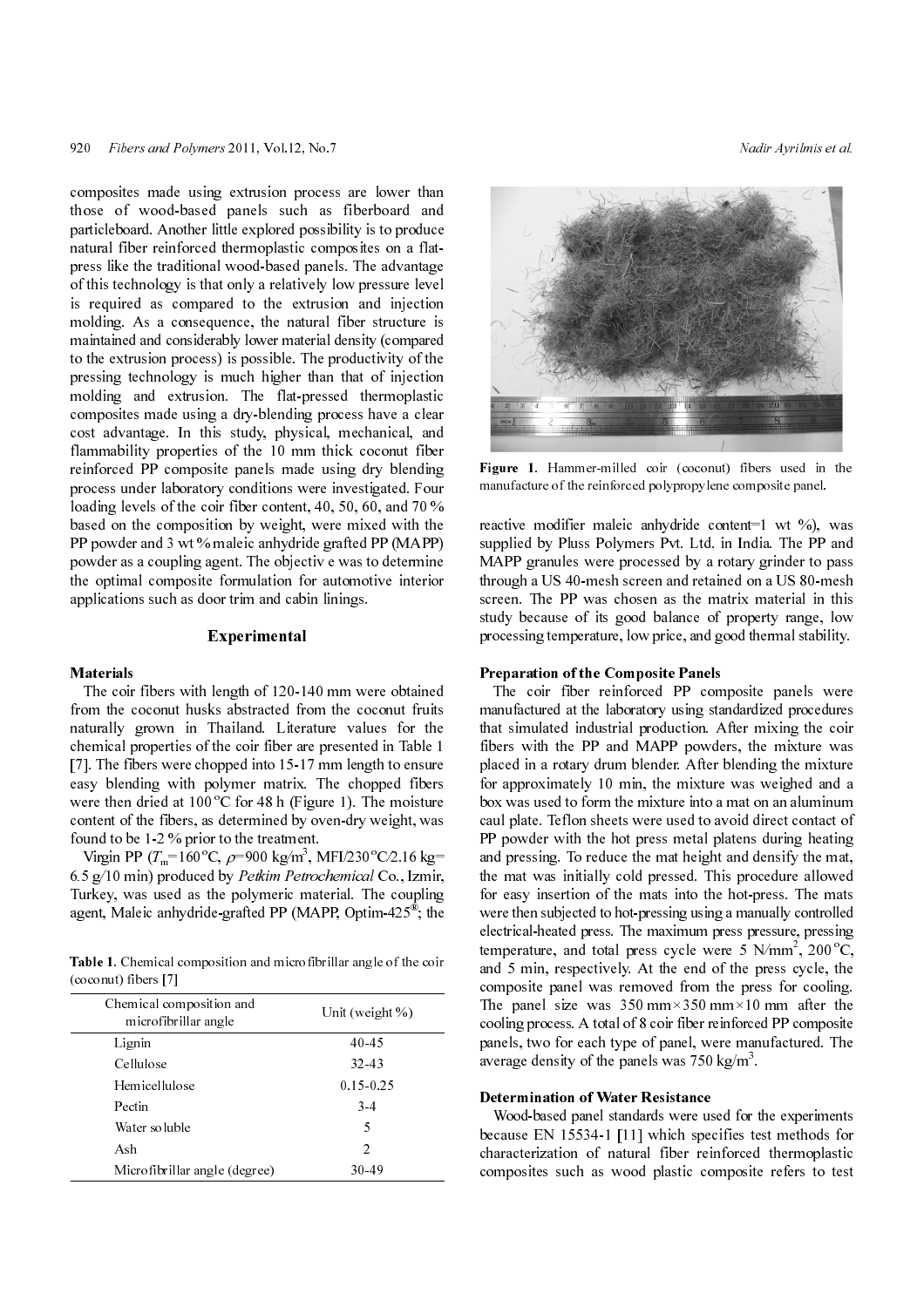composites made using extrusion process are lower than those of wood-based panels such as fiberboard and particleboard. Another little explored possibility is to produce natural fiber reinforced thermoplastic composites on a flat-press like the traditional wood-based panels. The advantage of this technology is that only a relatively low pressure level is required as compared to the extrusion and injection molding. As a consequence, the natural fiber structure is maintained and considerably lower material density (compared to the extrusion process) is possible. The productivity of the pressing technology is much higher than that of injection molding and extrusion. The flat-pressed thermoplastic composites made using a dry-blending process have a clear cost advantage. In this study, physical, mechanical, and flammability properties of the 10 mm thick coconut fiber reinforced PP composite panels made using dry blending process under laboratory conditions were investigated. Four loading levels of the coir fiber content, 40, 50, 60, and 70 % based on the composition by weight, were mixed with the PP powder and 3 wt % maleic anhydride grafted PP (MAPP) powder as a coupling agent. The objectiv e was to determine the optimal composite formulation for automotive interior applications such as door trim and cabin linings.

## Experimental

### Materials

The coir fibers with length of 120-140 mm were obtained from the coconut husks abstracted from the coconut fruits naturally grown in Thailand. Literature values for the chemical properties of the coir fiber are presented in Table 1 [7]. The fibers were chopped into 15-17 mm length to ensure easy blending with polymer matrix. The chopped fibers were then dried at 100 °C for 48 h (Figure 1). The moisture content of the fibers, as determined by oven-dry weight, was found to be 1-2 % prior to the treatment.

Virgin PP ($T_m$=160 °C, $\rho$=900 kg/m$^3$, MFI/230 °C/2.16 kg= 6.5 g/10 min) produced by *Petkim Petrochemical* Co., Izmir, Turkey, was used as the polymeric material. The coupling agent, Maleic anhydride-grafted PP (MAPP, Optim-425®; the reactive modifier maleic anhydride content=1 wt %), was supplied by Pluss Polymers Pvt. Ltd. in India. The PP and MAPP granules were processed by a rotary grinder to pass through a US 40-mesh screen and retained on a US 80-mesh screen. The PP was chosen as the matrix material in this study because of its good balance of property range, low processing temperature, low price, and good thermal stability.

**Table 1.** Chemical composition and microfibrillar angle of the coir (coconut) fibers [7]

| Chemical composition and microfibrillar angle | Unit (weight %) |
|---|---|
| Lignin | 40-45 |
| Cellulose | 32-43 |
| Hemicellulose | 0.15-0.25 |
| Pectin | 3-4 |
| Water soluble | 5 |
| Ash | 2 |
| Microfibrillar angle (degree) | 30-49 |

**Figure 1.** Hammer-milled coir (coconut) fibers used in the manufacture of the reinforced polypropylene composite panel.

### Preparation of the Composite Panels

The coir fiber reinforced PP composite panels were manufactured at the laboratory using standardized procedures that simulated industrial production. After mixing the coir fibers with the PP and MAPP powders, the mixture was placed in a rotary drum blender. After blending the mixture for approximately 10 min, the mixture was weighed and a box was used to form the mixture into a mat on an aluminum caul plate. Teflon sheets were used to avoid direct contact of PP powder with the hot press metal platens during heating and pressing. To reduce the mat height and densify the mat, the mat was initially cold pressed. This procedure allowed for easy insertion of the mats into the hot-press. The mats were then subjected to hot-pressing using a manually controlled electrical-heated press. The maximum press pressure, pressing temperature, and total press cycle were 5 N/mm$^2$, 200 °C, and 5 min, respectively. At the end of the press cycle, the composite panel was removed from the press for cooling. The panel size was 350 mm×350 mm×10 mm after the cooling process. A total of 8 coir fiber reinforced PP composite panels, two for each type of panel, were manufactured. The average density of the panels was 750 kg/m$^3$.

### Determination of Water Resistance

Wood-based panel standards were used for the experiments because EN 15534-1 [11] which specifies test methods for characterization of natural fiber reinforced thermoplastic composites such as wood plastic composite refers to test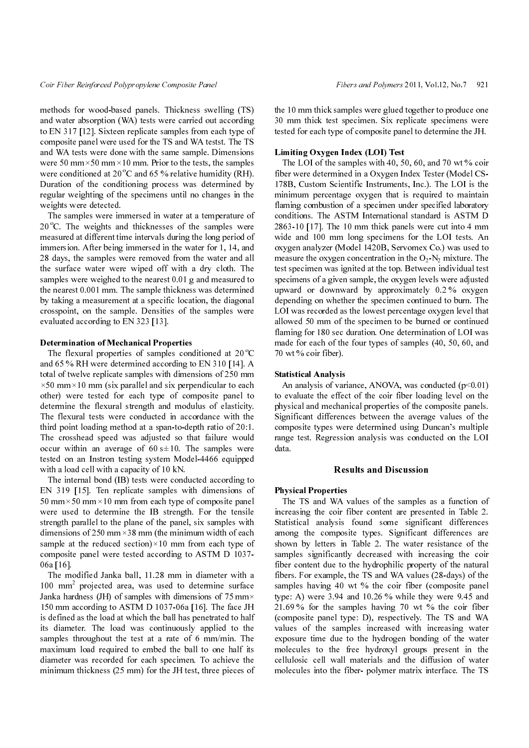methods for wood-based panels. Thickness swelling (TS) and water absorption (WA) tests were carried out according to EN 317 [12]. Sixteen replicate samples from each type of composite panel were used for the TS and WA testst. The TS and WA tests were done with the same sample. Dimensions were 50 mm×50 mm×10 mm. Prior to the tests, the samples were conditioned at 20 °C and 65 % relative humidity (RH). Duration of the conditioning process was determined by regular weighting of the specimens until no changes in the weights were detected.

The samples were immersed in water at a temperature of 20 °C. The weights and thicknesses of the samples were measured at different time intervals during the long period of immersion. After being immersed in the water for 1, 14, and 28 days, the samples were removed from the water and all the surface water were wiped off with a dry cloth. The samples were weighed to the nearest 0.01 g and measured to the nearest 0.001 mm. The sample thickness was determined by taking a measurement at a specific location, the diagonal crosspoint, on the sample. Densities of the samples were evaluated according to EN 323 [13].

### Determination of Mechanical Properties

The flexural properties of samples conditioned at 20 °C and 65 % RH were determined according to EN 310 [14]. A total of twelve replicate samples with dimensions of 250 mm ×50 mm×10 mm (six parallel and six perpendicular to each other) were tested for each type of composite panel to determine the flexural strength and modulus of elasticity. The flexural tests were conducted in accordance with the third point loading method at a span-to-depth ratio of 20:1. The crosshead speed was adjusted so that failure would occur within an average of 60 s±10. The samples were tested on an Instron testing system Model-4466 equipped with a load cell with a capacity of 10 kN.

The internal bond (IB) tests were conducted according to EN 319 [15]. Ten replicate samples with dimensions of 50 mm×50 mm×10 mm from each type of composite panel were used to determine the IB strength. For the tensile strength parallel to the plane of the panel, six samples with dimensions of 250 mm×38 mm (the minimum width of each sample at the reduced section)×10 mm from each type of composite panel were tested according to ASTM D 1037-06a [16].

The modified Janka ball, 11.28 mm in diameter with a 100 mm$^2$ projected area, was used to determine surface Janka hardness (JH) of samples with dimensions of 75 mm× 150 mm according to ASTM D 1037-06a [16]. The face JH is defined as the load at which the ball has penetrated to half its diameter. The load was continuously applied to the samples throughout the test at a rate of 6 mm/min. The maximum load required to embed the ball to one half its diameter was recorded for each specimen. To achieve the minimum thickness (25 mm) for the JH test, three pieces of the 10 mm thick samples were glued together to produce one 30 mm thick test specimen. Six replicate specimens were tested for each type of composite panel to determine the JH.

### Limiting Oxygen Index (LOI) Test

The LOI of the samples with 40, 50, 60, and 70 wt % coir fiber were determined in a Oxygen Index Tester (Model CS-178B, Custom Scientific Instruments, Inc.). The LOI is the minimum percentage oxygen that is required to maintain flaming combustion of a specimen under specified laboratory conditions. The ASTM International standard is ASTM D 2863-10 [17]. The 10 mm thick panels were cut into 4 mm wide and 100 mm long specimens for the LOI tests. An oxygen analyzer (Model 1420B, Servomex Co.) was used to measure the oxygen concentration in the $O_2$-$N_2$ mixture. The test specimen was ignited at the top. Between individual test specimens of a given sample, the oxygen levels were adjusted upward or downward by approximately 0.2 % oxygen depending on whether the specimen continued to burn. The LOI was recorded as the lowest percentage oxygen level that allowed 50 mm of the specimen to be burned or continued flaming for 180 sec duration. One determination of LOI was made for each of the four types of samples (40, 50, 60, and 70 wt % coir fiber).

### Statistical Analysis

An analysis of variance, ANOVA, was conducted ($p<0.01$) to evaluate the effect of the coir fiber loading level on the physical and mechanical properties of the composite panels. Significant differences between the average values of the composite types were determined using Duncan's multiple range test. Regression analysis was conducted on the LOI data.

## Results and Discussion

### Physical Properties

The TS and WA values of the samples as a function of increasing the coir fiber content are presented in Table 2. Statistical analysis found some significant differences among the composite types. Significant differences are shown by letters in Table 2. The water resistance of the samples significantly decreased with increasing the coir fiber content due to the hydrophilic property of the natural fibers. For example, the TS and WA values (28-days) of the samples having 40 wt % the coir fiber (composite panel type: A) were 3.94 and 10.26 % while they were 9.45 and 21.69 % for the samples having 70 wt % the coir fiber (composite panel type: D), respectively. The TS and WA values of the samples increased with increasing water exposure time due to the hydrogen bonding of the water molecules to the free hydroxyl groups present in the cellulosic cell wall materials and the diffusion of water molecules into the fiber- polymer matrix interface. The TS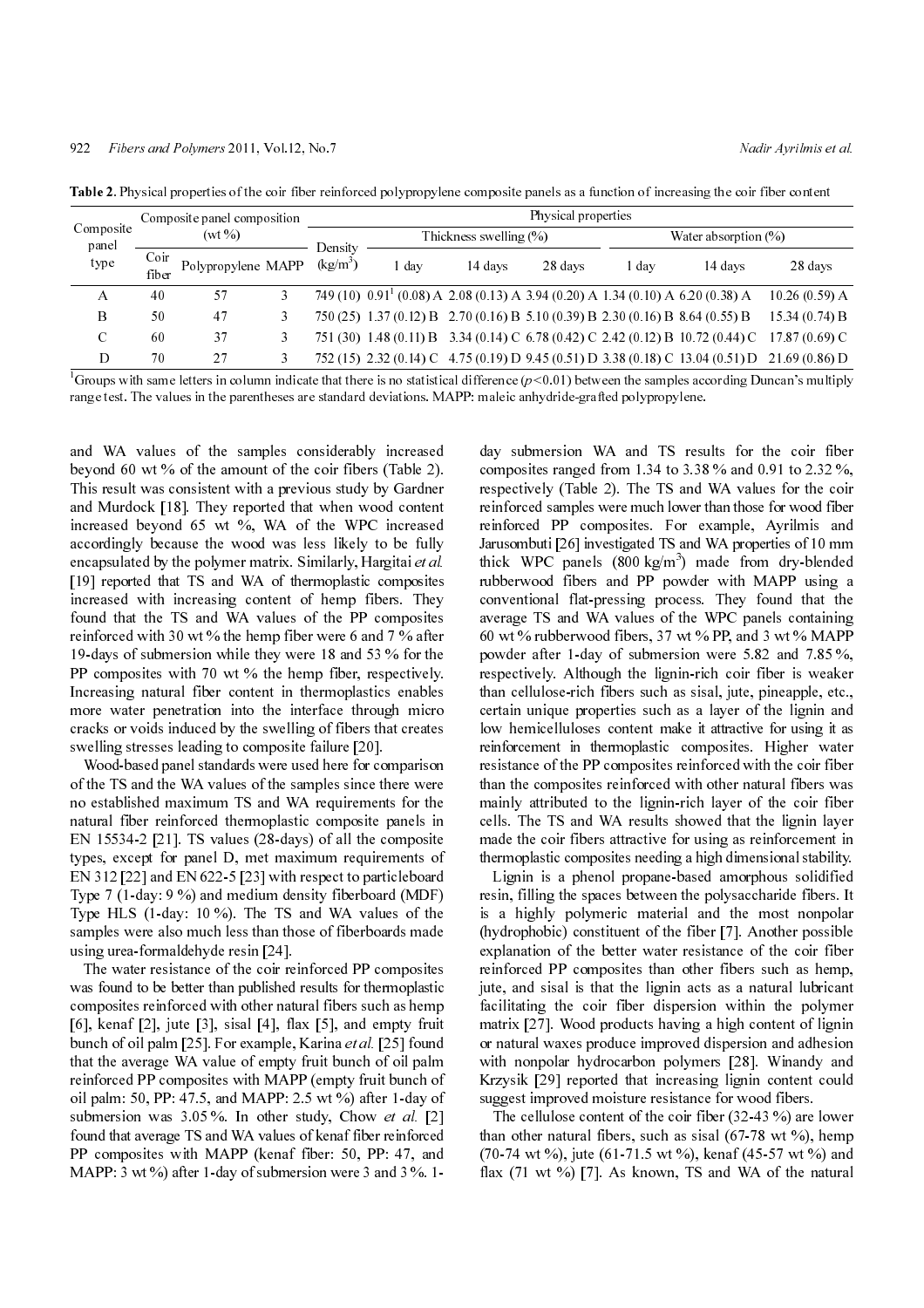**Table 2.** Physical properties of the coir fiber reinforced polypropylene composite panels as a function of increasing the coir fiber content

| Composite panel type | Composite panel composition (wt %) | | | Physical properties | | | | | | |
|---|---|---|---|---|---|---|---|---|---|---|
| | | | | Density ($kg/m^3$) | Thickness swelling (%) | | | Water absorption (%) | | |
| | Coir fiber | Polypropylene | MAPP | | 1 day | 14 days | 28 days | 1 day | 14 days | 28 days |
| A | 40 | 57 | 3 | 749 (10) | 0.91[1] (0.08) A | 2.08 (0.13) A | 3.94 (0.20) A | 1.34 (0.10) A | 6.20 (0.38) A | 10.26 (0.59) A |
| B | 50 | 47 | 3 | 750 (25) | 1.37 (0.12) B | 2.70 (0.16) B | 5.10 (0.39) B | 2.30 (0.16) B | 8.64 (0.55) B | 15.34 (0.74) B |
| C | 60 | 37 | 3 | 751 (30) | 1.48 (0.11) B | 3.34 (0.14) C | 6.78 (0.42) C | 2.42 (0.12) B | 10.72 (0.44) C | 17.87 (0.69) C |
| D | 70 | 27 | 3 | 752 (15) | 2.32 (0.14) C | 4.75 (0.19) D | 9.45 (0.51) D | 3.38 (0.18) C | 13.04 (0.51) D | 21.69 (0.86) D |

[1]Groups with same letters in column indicate that there is no statistical difference ($p<0.01$) between the samples according Duncan's multiply range test. The values in the parentheses are standard deviations. MAPP: maleic anhydride-grafted polypropylene.

and WA values of the samples considerably increased beyond 60 wt % of the amount of the coir fibers (Table 2). This result was consistent with a previous study by Gardner and Murdock [18]. They reported that when wood content increased beyond 65 wt %, WA of the WPC increased accordingly because the wood was less likely to be fully encapsulated by the polymer matrix. Similarly, Hargitai *et al.* [19] reported that TS and WA of thermoplastic composites increased with increasing content of hemp fibers. They found that the TS and WA values of the PP composites reinforced with 30 wt % the hemp fiber were 6 and 7 % after 19-days of submersion while they were 18 and 53 % for the PP composites with 70 wt % the hemp fiber, respectively. Increasing natural fiber content in thermoplastics enables more water penetration into the interface through micro cracks or voids induced by the swelling of fibers that creates swelling stresses leading to composite failure [20].

Wood-based panel standards were used here for comparison of the TS and the WA values of the samples since there were no established maximum TS and WA requirements for the natural fiber reinforced thermoplastic composite panels in EN 15534-2 [21]. TS values (28-days) of all the composite types, except for panel D, met maximum requirements of EN 312 [22] and EN 622-5 [23] with respect to particleboard Type 7 (1-day: 9 %) and medium density fiberboard (MDF) Type HLS (1-day: 10 %). The TS and WA values of the samples were also much less than those of fiberboards made using urea-formaldehyde resin [24].

The water resistance of the coir reinforced PP composites was found to be better than published results for thermoplastic composites reinforced with other natural fibers such as hemp [6], kenaf [2], jute [3], sisal [4], flax [5], and empty fruit bunch of oil palm [25]. For example, Karina *et al.* [25] found that the average WA value of empty fruit bunch of oil palm reinforced PP composites with MAPP (empty fruit bunch of oil palm: 50, PP: 47.5, and MAPP: 2.5 wt %) after 1-day of submersion was 3.05 %. In other study, Chow *et al.* [2] found that average TS and WA values of kenaf fiber reinforced PP composites with MAPP (kenaf fiber: 50, PP: 47, and MAPP: 3 wt %) after 1-day of submersion were 3 and 3 %. 1-day submersion WA and TS results for the coir fiber composites ranged from 1.34 to 3.38 % and 0.91 to 2.32 %, respectively (Table 2). The TS and WA values for the coir reinforced samples were much lower than those for wood fiber reinforced PP composites. For example, Ayrilmis and Jarusombuti [26] investigated TS and WA properties of 10 mm thick WPC panels (800 $kg/m^3$) made from dry-blended rubberwood fibers and PP powder with MAPP using a conventional flat-pressing process. They found that the average TS and WA values of the WPC panels containing 60 wt % rubberwood fibers, 37 wt % PP, and 3 wt % MAPP powder after 1-day of submersion were 5.82 and 7.85 %, respectively. Although the lignin-rich coir fiber is weaker than cellulose-rich fibers such as sisal, jute, pineapple, etc., certain unique properties such as a layer of the lignin and low hemicelluloses content make it attractive for using it as reinforcement in thermoplastic composites. Higher water resistance of the PP composites reinforced with the coir fiber than the composites reinforced with other natural fibers was mainly attributed to the lignin-rich layer of the coir fiber cells. The TS and WA results showed that the lignin layer made the coir fibers attractive for using as reinforcement in thermoplastic composites needing a high dimensional stability.

Lignin is a phenol propane-based amorphous solidified resin, filling the spaces between the polysaccharide fibers. It is a highly polymeric material and the most nonpolar (hydrophobic) constituent of the fiber [7]. Another possible explanation of the better water resistance of the coir fiber reinforced PP composites than other fibers such as hemp, jute, and sisal is that the lignin acts as a natural lubricant facilitating the coir fiber dispersion within the polymer matrix [27]. Wood products having a high content of lignin or natural waxes produce improved dispersion and adhesion with nonpolar hydrocarbon polymers [28]. Winandy and Krzysik [29] reported that increasing lignin content could suggest improved moisture resistance for wood fibers.

The cellulose content of the coir fiber (32-43 %) are lower than other natural fibers, such as sisal (67-78 wt %), hemp (70-74 wt %), jute (61-71.5 wt %), kenaf (45-57 wt %) and flax (71 wt %) [7]. As known, TS and WA of the natural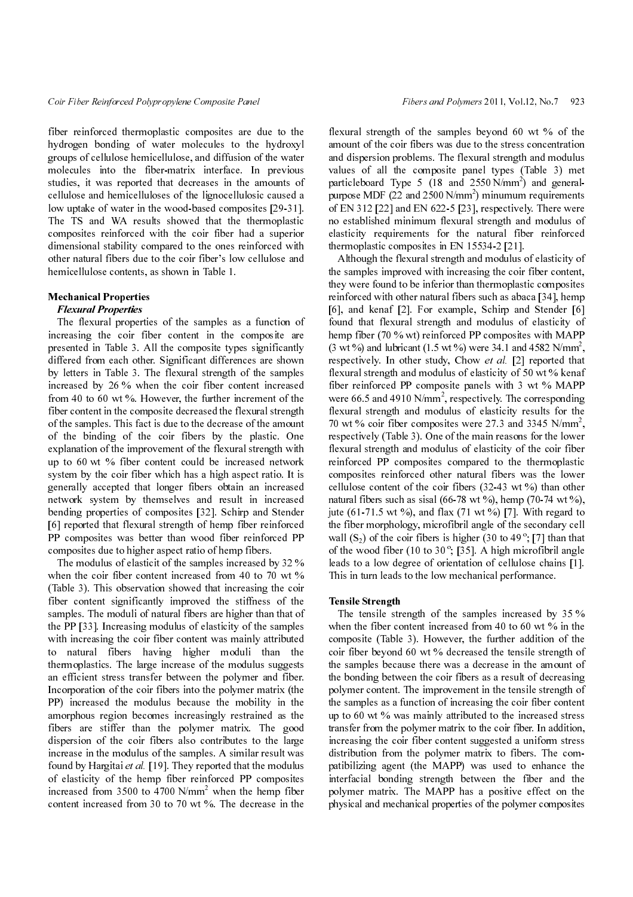fiber reinforced thermoplastic composites are due to the hydrogen bonding of water molecules to the hydroxyl groups of cellulose hemicellulose, and diffusion of the water molecules into the fiber-matrix interface. In previous studies, it was reported that decreases in the amounts of cellulose and hemicelluloses of the lignocellulosic caused a low uptake of water in the wood-based composites [29-31]. The TS and WA results showed that the thermoplastic composites reinforced with the coir fiber had a superior dimensional stability compared to the ones reinforced with other natural fibers due to the coir fiber's low cellulose and hemicellulose contents, as shown in Table 1.

### Mechanical Properties

#### *Flexural Properties*

The flexural properties of the samples as a function of increasing the coir fiber content in the composite are presented in Table 3. All the composite types significantly differed from each other. Significant differences are shown by letters in Table 3. The flexural strength of the samples increased by 26 % when the coir fiber content increased from 40 to 60 wt %. However, the further increment of the fiber content in the composite decreased the flexural strength of the samples. This fact is due to the decrease of the amount of the binding of the coir fibers by the plastic. One explanation of the improvement of the flexural strength with up to 60 wt % fiber content could be increased network system by the coir fiber which has a high aspect ratio. It is generally accepted that longer fibers obtain an increased network system by themselves and result in increased bending properties of composites [32]. Schirp and Stender [6] reported that flexural strength of hemp fiber reinforced PP composites was better than wood fiber reinforced PP composites due to higher aspect ratio of hemp fibers.

The modulus of elasticit of the samples increased by 32 % when the coir fiber content increased from 40 to 70 wt % (Table 3). This observation showed that increasing the coir fiber content significantly improved the stiffness of the samples. The moduli of natural fibers are higher than that of the PP [33]. Increasing modulus of elasticity of the samples with increasing the coir fiber content was mainly attributed to natural fibers having higher moduli than the thermoplastics. The large increase of the modulus suggests an efficient stress transfer between the polymer and fiber. Incorporation of the coir fibers into the polymer matrix (the PP) increased the modulus because the mobility in the amorphous region becomes increasingly restrained as the fibers are stiffer than the polymer matrix. The good dispersion of the coir fibers also contributes to the large increase in the modulus of the samples. A similar result was found by Hargitai *et al.* [19]. They reported that the modulus of elasticity of the hemp fiber reinforced PP composites increased from 3500 to 4700 N/mm$^2$ when the hemp fiber content increased from 30 to 70 wt %. The decrease in the flexural strength of the samples beyond 60 wt % of the amount of the coir fibers was due to the stress concentration and dispersion problems. The flexural strength and modulus values of all the composite panel types (Table 3) met particleboard Type 5 (18 and 2550 N/mm$^2$) and general-purpose MDF (22 and 2500 N/mm$^2$) minumum requirements of EN 312 [22] and EN 622-5 [23], respectively. There were no established minimum flexural strength and modulus of elasticity requirements for the natural fiber reinforced thermoplastic composites in EN 15534-2 [21].

Although the flexural strength and modulus of elasticity of the samples improved with increasing the coir fiber content, they were found to be inferior than thermoplastic composites reinforced with other natural fibers such as abaca [34], hemp [6], and kenaf [2]. For example, Schirp and Stender [6] found that flexural strength and modulus of elasticity of hemp fiber (70 % wt) reinforced PP composites with MAPP (3 wt %) and lubricant (1.5 wt %) were 34.1 and 4582 N/mm$^2$, respectively. In other study, Chow *et al.* [2] reported that flexural strength and modulus of elasticity of 50 wt % kenaf fiber reinforced PP composite panels with 3 wt % MAPP were 66.5 and 4910 N/mm$^2$, respectively. The corresponding flexural strength and modulus of elasticity results for the 70 wt % coir fiber composites were 27.3 and 3345 N/mm$^2$, respectively (Table 3). One of the main reasons for the lower flexural strength and modulus of elasticity of the coir fiber reinforced PP composites compared to the thermoplastic composites reinforced other natural fibers was the lower cellulose content of the coir fibers (32-43 wt %) than other natural fibers such as sisal (66-78 wt %), hemp (70-74 wt %), jute (61-71.5 wt %), and flax (71 wt %) [7]. With regard to the fiber morphology, microfibril angle of the secondary cell wall ($S_2$) of the coir fibers is higher (30 to 49 $^o$; [7] than that of the wood fiber (10 to 30 $^o$; [35]. A high microfibril angle leads to a low degree of orientation of cellulose chains [1]. This in turn leads to the low mechanical performance.

#### Tensile Strength

The tensile strength of the samples increased by 35 % when the fiber content increased from 40 to 60 wt % in the composite (Table 3). However, the further addition of the coir fiber beyond 60 wt % decreased the tensile strength of the samples because there was a decrease in the amount of the bonding between the coir fibers as a result of decreasing polymer content. The improvement in the tensile strength of the samples as a function of increasing the coir fiber content up to 60 wt % was mainly attributed to the increased stress transfer from the polymer matrix to the coir fiber. In addition, increasing the coir fiber content suggested a uniform stress distribution from the polymer matrix to fibers. The compatibilizing agent (the MAPP) was used to enhance the interfacial bonding strength between the fiber and the polymer matrix. The MAPP has a positive effect on the physical and mechanical properties of the polymer composites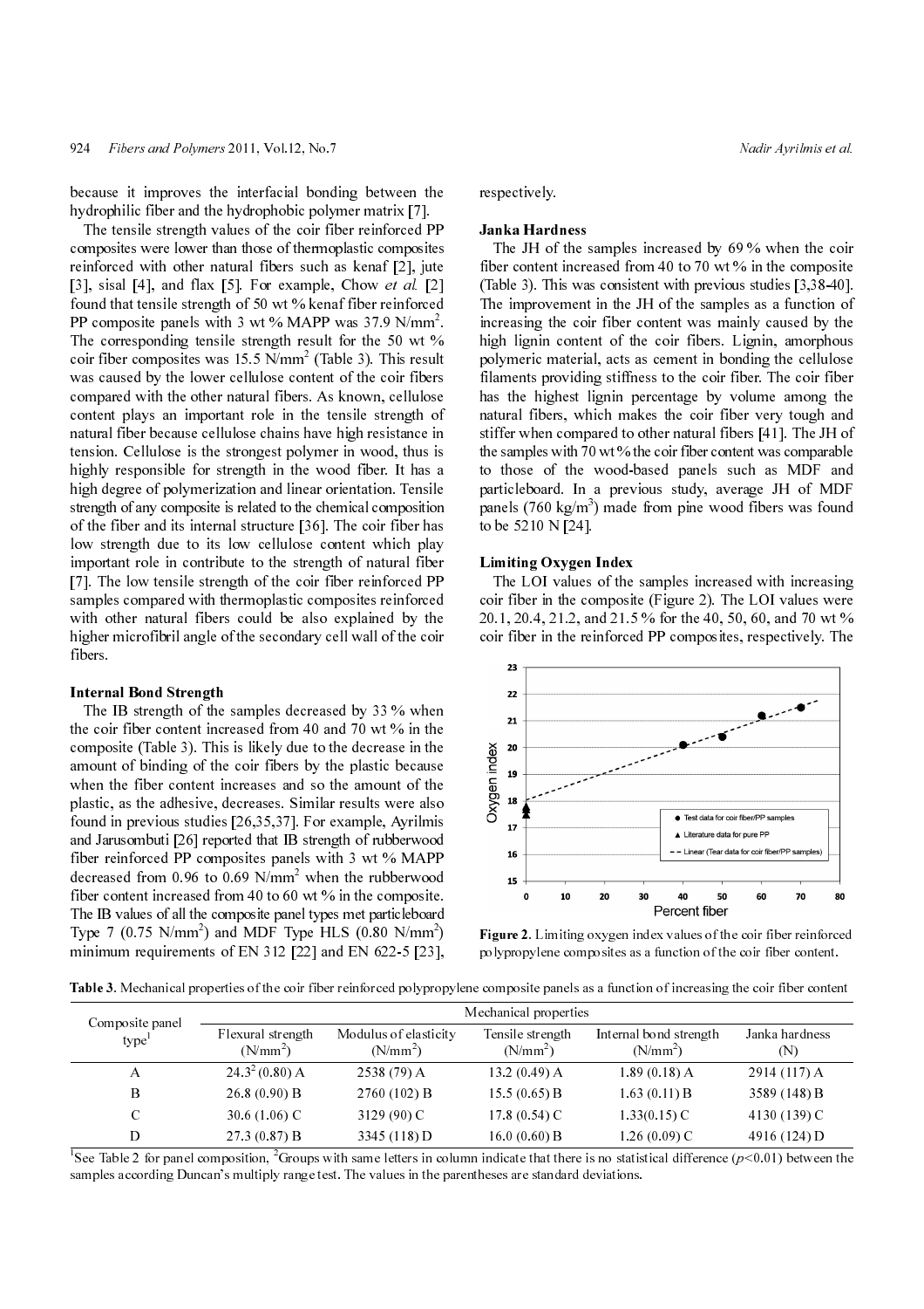because it improves the interfacial bonding between the hydrophilic fiber and the hydrophobic polymer matrix [7].

The tensile strength values of the coir fiber reinforced PP composites were lower than those of thermoplastic composites reinforced with other natural fibers such as kenaf [2], jute [3], sisal [4], and flax [5]. For example, Chow *et al.* [2] found that tensile strength of 50 wt % kenaf fiber reinforced PP composite panels with 3 wt % MAPP was 37.9 N/mm$^2$. The corresponding tensile strength result for the 50 wt % coir fiber composites was 15.5 N/mm$^2$ (Table 3). This result was caused by the lower cellulose content of the coir fibers compared with the other natural fibers. As known, cellulose content plays an important role in the tensile strength of natural fiber because cellulose chains have high resistance in tension. Cellulose is the strongest polymer in wood, thus is highly responsible for strength in the wood fiber. It has a high degree of polymerization and linear orientation. Tensile strength of any composite is related to the chemical composition of the fiber and its internal structure [36]. The coir fiber has low strength due to its low cellulose content which play important role in contribute to the strength of natural fiber [7]. The low tensile strength of the coir fiber reinforced PP samples compared with thermoplastic composites reinforced with other natural fibers could be also explained by the higher microfibril angle of the secondary cell wall of the coir fibers.

### Internal Bond Strength

The IB strength of the samples decreased by 33 % when the coir fiber content increased from 40 and 70 wt % in the composite (Table 3). This is likely due to the decrease in the amount of binding of the coir fibers by the plastic because when the fiber content increases and so the amount of the plastic, as the adhesive, decreases. Similar results were also found in previous studies [26,35,37]. For example, Ayrilmis and Jarusombuti [26] reported that IB strength of rubberwood fiber reinforced PP composites panels with 3 wt % MAPP decreased from 0.96 to 0.69 N/mm$^2$ when the rubberwood fiber content increased from 40 to 60 wt % in the composite. The IB values of all the composite panel types met particleboard Type 7 (0.75 N/mm$^2$) and MDF Type HLS (0.80 N/mm$^2$) minimum requirements of EN 312 [22] and EN 622-5 [23], respectively.

### Janka Hardness

The JH of the samples increased by 69 % when the coir fiber content increased from 40 to 70 wt % in the composite (Table 3). This was consistent with previous studies [3,38-40]. The improvement in the JH of the samples as a function of increasing the coir fiber content was mainly caused by the high lignin content of the coir fibers. Lignin, amorphous polymeric material, acts as cement in bonding the cellulose filaments providing stiffness to the coir fiber. The coir fiber has the highest lignin percentage by volume among the natural fibers, which makes the coir fiber very tough and stiffer when compared to other natural fibers [41]. The JH of the samples with 70 wt % the coir fiber content was comparable to those of the wood-based panels such as MDF and particleboard. In a previous study, average JH of MDF panels (760 kg/m$^3$) made from pine wood fibers was found to be 5210 N [24].

### Limiting Oxygen Index

The LOI values of the samples increased with increasing coir fiber in the composite (Figure 2). The LOI values were 20.1, 20.4, 21.2, and 21.5 % for the 40, 50, 60, and 70 wt % coir fiber in the reinforced PP composites, respectively. The

**Figure 2.** Limiting oxygen index values of the coir fiber reinforced polypropylene composites as a function of the coir fiber content.

**Table 3.** Mechanical properties of the coir fiber reinforced polypropylene composite panels as a function of increasing the coir fiber content

| Composite panel type[1] | Mechanical properties | | | | |
|---|---|---|---|---|---|
| | Flexural strength (N/mm$^2$) | Modulus of elasticity (N/mm$^2$) | Tensile strength (N/mm$^2$) | Internal bond strength (N/mm$^2$) | Janka hardness (N) |
| A | 24.3[2] (0.80) A | 2538 (79) A | 13.2 (0.49) A | 1.89 (0.18) A | 2914 (117) A |
| B | 26.8 (0.90) B | 2760 (102) B | 15.5 (0.65) B | 1.63 (0.11) B | 3589 (148) B |
| C | 30.6 (1.06) C | 3129 (90) C | 17.8 (0.54) C | 1.33(0.15) C | 4130 (139) C |
| D | 27.3 (0.87) B | 3345 (118) D | 16.0 (0.60) B | 1.26 (0.09) C | 4916 (124) D |

[1]See Table 2 for panel composition, [2]Groups with same letters in column indicate that there is no statistical difference ($p$<0.01) between the samples according Duncan's multiply range test. The values in the parentheses are standard deviations.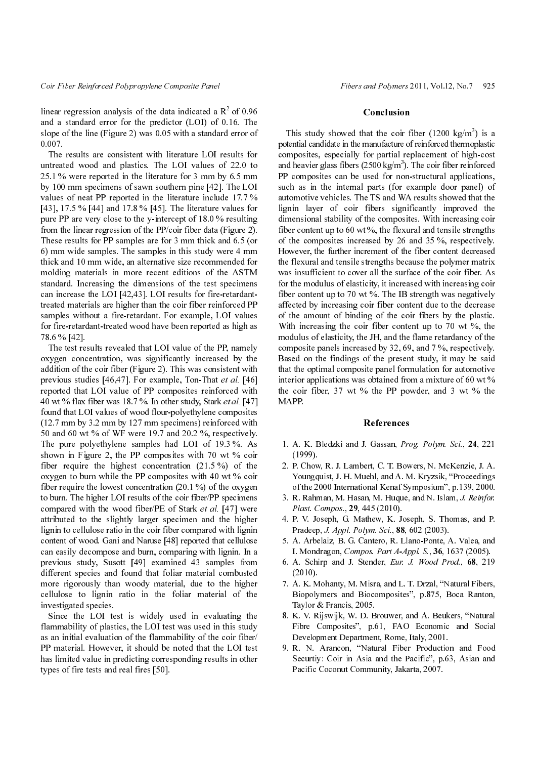linear regression analysis of the data indicated a $R^2$ of 0.96 and a standard error for the predictor (LOI) of 0.16. The slope of the line (Figure 2) was 0.05 with a standard error of 0.007.

The results are consistent with literature LOI results for untreated wood and plastics. The LOI values of 22.0 to 25.1 % were reported in the literature for 3 mm by 6.5 mm by 100 mm specimens of sawn southern pine [42]. The LOI values of neat PP reported in the literature include 17.7 % [43], 17.5 % [44] and 17.8 % [45]. The literature values for pure PP are very close to the y-intercept of 18.0 % resulting from the linear regression of the PP/coir fiber data (Figure 2). These results for PP samples are for 3 mm thick and 6.5 (or 6) mm wide samples. The samples in this study were 4 mm thick and 10 mm wide, an alternative size recommended for molding materials in more recent editions of the ASTM standard. Increasing the dimensions of the test specimens can increase the LOI [42,43]. LOI results for fire-retardant-treated materials are higher than the coir fiber reinforced PP samples without a fire-retardant. For example, LOI values for fire-retardant-treated wood have been reported as high as 78.6 % [42].

The test results revealed that LOI value of the PP, namely oxygen concentration, was significantly increased by the addition of the coir fiber (Figure 2). This was consistent with previous studies [46,47]. For example, Ton-That *et al.* [46] reported that LOI value of PP composites reinforced with 40 wt % flax fiber was 18.7 %. In other study, Stark *et al.* [47] found that LOI values of wood flour-polyethylene composites (12.7 mm by 3.2 mm by 127 mm specimens) reinforced with 50 and 60 wt % of WF were 19.7 and 20.2 %, respectively. The pure polyethylene samples had LOI of 19.3 %. As shown in Figure 2, the PP composites with 70 wt % coir fiber require the highest concentration (21.5 %) of the oxygen to burn while the PP composites with 40 wt % coir fiber require the lowest concentration (20.1 %) of the oxygen to burn. The higher LOI results of the coir fiber/PP specimens compared with the wood fiber/PE of Stark *et al.* [47] were attributed to the slightly larger specimen and the higher lignin to cellulose ratio in the coir fiber compared with lignin content of wood. Gani and Naruse [48] reported that cellulose can easily decompose and burn, comparing with lignin. In a previous study, Susott [49] examined 43 samples from different species and found that foliar material combusted more rigorously than woody material, due to the higher cellulose to lignin ratio in the foliar material of the investigated species.

Since the LOI test is widely used in evaluating the flammability of plastics, the LOI test was used in this study as an initial evaluation of the flammability of the coir fiber/PP material. However, it should be noted that the LOI test has limited value in predicting corresponding results in other types of fire tests and real fires [50].

## Conclusion

This study showed that the coir fiber (1200 kg/$m^3$) is a potential candidate in the manufacture of reinforced thermoplastic composites, especially for partial replacement of high-cost and heavier glass fibers (2500 kg/$m^3$). The coir fiber reinforced PP composites can be used for non-structural applications, such as in the internal parts (for example door panel) of automotive vehicles. The TS and WA results showed that the lignin layer of coir fibers significantly improved the dimensional stability of the composites. With increasing coir fiber content up to 60 wt %, the flexural and tensile strengths of the composites increased by 26 and 35 %, respectively. However, the further increment of the fiber content decreased the flexural and tensile strengths because the polymer matrix was insufficient to cover all the surface of the coir fiber. As for the modulus of elasticity, it increased with increasing coir fiber content up to 70 wt %. The IB strength was negatively affected by increasing coir fiber content due to the decrease of the amount of binding of the coir fibers by the plastic. With increasing the coir fiber content up to 70 wt %, the modulus of elasticity, the JH, and the flame retardancy of the composite panels increased by 32, 69, and 7 %, respectively. Based on the findings of the present study, it may be said that the optimal composite panel formulation for automotive interior applications was obtained from a mixture of 60 wt % the coir fiber, 37 wt % the PP powder, and 3 wt % the MAPP.

## References

1. A. K. Bledzki and J. Gassan, *Prog. Polym. Sci.*, **24**, 221 (1999).
2. P. Chow, R. J. Lambert, C. T. Bowers, N. McKenzie, J. A. Youngquist, J. H. Muehl, and A. M. Kryzsik, "Proceedings of the 2000 International Kenaf Symposium", p.139, 2000.
3. R. Rahman, M. Hasan, M. Huque, and N. Islam, *J. Reinfor. Plast. Compos.*, **29**, 445 (2010).
4. P. V. Joseph, G. Mathew, K. Joseph, S. Thomas, and P. Pradeep, *J. Appl. Polym. Sci.*, **88**, 602 (2003).
5. A. Arbelaiz, B. G. Cantero, R. Llano-Ponte, A. Valea, and I. Mondragon, *Compos. Part A-Appl. S.*, **36**, 1637 (2005).
6. A. Schirp and J. Stender, *Eur. J. Wood Prod.*, **68**, 219 (2010).
7. A. K. Mohanty, M. Misra, and L. T. Drzal, "Natural Fibers, Biopolymers and Biocomposites", p.875, Boca Ranton, Taylor & Francis, 2005.
8. K. V. Rijswijk, W. D. Brouwer, and A. Beukers, "Natural Fibre Composites", p.61, FAO Economic and Social Development Department, Rome, Italy, 2001.
9. R. N. Arancon, "Natural Fiber Production and Food Securtiy: Coir in Asia and the Pacific", p.63, Asian and Pacific Coconut Community, Jakarta, 2007.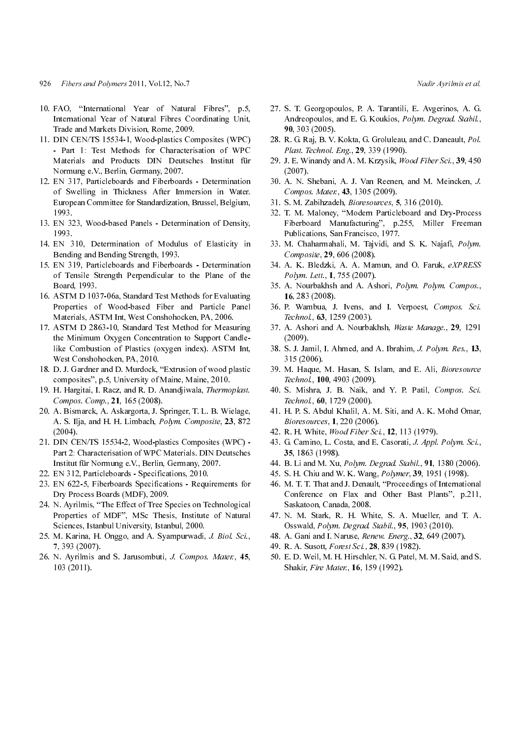10. FAO, "International Year of Natural Fibres", p.5, International Year of Natural Fibres Coordinating Unit, Trade and Markets Division, Rome, 2009.
11. DIN CEN/TS 15534-1, Wood-plastics Composites (WPC) - Part 1: Test Methods for Characterisation of WPC Materials and Products DIN Deutsches Institut für Normung e.V., Berlin, Germany, 2007.
12. EN 317, Particleboards and Fiberboards - Determination of Swelling in Thickness After Immersion in Water. European Committee for Standardization, Brussel, Belgium, 1993.
13. EN 323, Wood-based Panels - Determination of Density, 1993.
14. EN 310, Determination of Modulus of Elasticity in Bending and Bending Strength, 1993.
15. EN 319, Particleboards and Fiberboards - Determination of Tensile Strength Perpendicular to the Plane of the Board, 1993.
16. ASTM D 1037-06a, Standard Test Methods for Evaluating Properties of Wood-based Fiber and Particle Panel Materials, ASTM Int, West Conshohocken, PA, 2006.
17. ASTM D 2863-10, Standard Test Method for Measuring the Minimum Oxygen Concentration to Support Candle-like Combustion of Plastics (oxygen index). ASTM Int, West Conshohocken, PA, 2010.
18. D. J. Gardner and D. Murdock, "Extrusion of wood plastic composites", p.5, University of Maine, Maine, 2010.
19. H. Hargitai, I. Racz, and R. D. Anandjiwala, *Thermoplast. Compos. Comp.*, **21**, 165 (2008).
20. A. Bismarck, A. Askargorta, J. Springer, T. L. B. Wielage, A. S. Ilja, and H. H. Limbach, *Polym. Composite*, **23**, 872 (2004).
21. DIN CEN/TS 15534-2, Wood-plastics Composites (WPC) - Part 2: Characterisation of WPC Materials. DIN Deutsches Institut für Normung e.V., Berlin, Germany, 2007.
22. EN 312, Particleboards - Specifications, 2010.
23. EN 622-5, Fiberboards Specifications - Requirements for Dry Process Boards (MDF), 2009.
24. N. Ayrilmis, "The Effect of Tree Species on Technological Properties of MDF", MSc Thesis, Institute of Natural Sciences, Istanbul University, Istanbul, 2000.
25. M. Karina, H. Onggo, and A. Syampurwadi, *J. Biol. Sci.*, **7**, 393 (2007).
26. N. Ayrilmis and S. Jarusombuti, *J. Compos. Mater.*, **45**, 103 (2011).
27. S. T. Georgopoulos, P. A. Tarantili, E. Avgerinos, A. G. Andreopoulos, and E. G. Koukios, *Polym. Degrad. Stabil.*, **90**, 303 (2005).
28. R. G. Raj, B. V. Kokta, G. Groluleau, and C. Daneault, *Pol. Plast. Technol. Eng.*, **29**, 339 (1990).
29. J. E. Winandy and A. M. Krzysik, *Wood Fiber Sci.*, **39**, 450 (2007).
30. A. N. Shebani, A. J. Van Reenen, and M. Meincken, *J. Compos. Mater.*, **43**, 1305 (2009).
31. S. M. Zabihzadeh, *Bioresources*, **5**, 316 (2010).
32. T. M. Maloney, "Modern Particleboard and Dry-Process Fiberboard Manufacturing", p.255, Miller Freeman Publications, San Francisco, 1977.
33. M. Chaharmahali, M. Tajvidi, and S. K. Najafi, *Polym. Composite*, **29**, 606 (2008).
34. A. K. Bledzki, A. A. Mamun, and O. Faruk, *eXPRESS Polym. Lett.*, **1**, 755 (2007).
35. A. Nourbakhsh and A. Ashori, *Polym. Polym. Compos.*, **16**, 283 (2008).
36. P. Wambua, J. Ivens, and I. Verpoest, *Compos. Sci. Technol.*, **63**, 1259 (2003).
37. A. Ashori and A. Nourbakhsh, *Waste Manage.*, **29**, 1291 (2009).
38. S. J. Jamil, I. Ahmed, and A. Ibrahim, *J. Polym. Res.*, **13**, 315 (2006).
39. M. Haque, M. Hasan, S. Islam, and E. Ali, *Bioresource Technol.*, **100**, 4903 (2009).
40. S. Mishra, J. B. Naik, and Y. P. Patil, *Compos. Sci. Technol.*, **60**, 1729 (2000).
41. H. P. S. Abdul Khalil, A. M. Siti, and A. K. Mohd Omar, *Bioresources*, **1**, 220 (2006).
42. R. H. White, *Wood Fiber Sci.*, **12**, 113 (1979).
43. G. Camino, L. Costa, and E. Casorati, *J. Appl. Polym. Sci.*, **35**, 1863 (1998).
44. B. Li and M. Xu, *Polym. Degrad. Stabil.*, **91**, 1380 (2006).
45. S. H. Chiu and W. K. Wang, *Polymer*, **39**, 1951 (1998).
46. M. T. T. That and J. Denault, "Proceedings of International Conference on Flax and Other Bast Plants", p.211, Saskatoon, Canada, 2008.
47. N. M. Stark, R. H. White, S. A. Mueller, and T. A. Osswald, *Polym. Degrad. Stabil.*, **95**, 1903 (2010).
48. A. Gani and I. Naruse, *Renew. Energ.*, **32**, 649 (2007).
49. R. A. Susott, *Forest Sci.*, **28**, 839 (1982).
50. E. D. Weil, M. H. Hirschler, N. G. Patel, M. M. Said, and S. Shakir, *Fire Mater.*, **16**, 159 (1992).